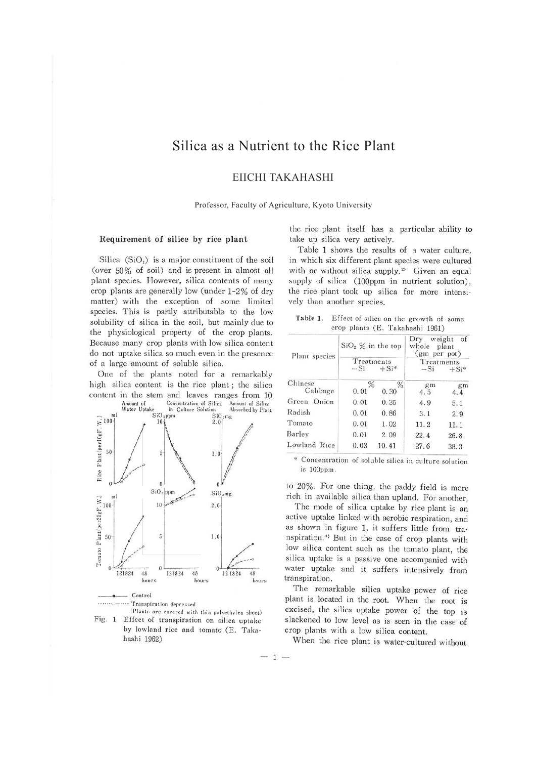# Silica as a Nutrient to the Rice Plant

## EIICHI TAKAHASHI

Professor, Faculty of Agriculture, Kyoto University

### Requirement of silice by rice plant

Silica ($SiO_2$) is a major constituent of the soil (over 50% of soil) and is present in almost all plant species. However, silica contents of many crop plants are generally low (under 1-2% of dry matter) with the exception of some limited species. This is partly attributable to the low solubility of silica in the soil, but mainly due to the physiological property of the crop plants. Because many crop plants with low silica content do not uptake silica so much even in the presence of a large amount of soluble silica.

One of the plants noted for a remarkably high silica content is the rice plant; the silica content in the stem and leaves ranges from 10 to 20%. For one thing, the paddy field is more rich in available silica than upland. For another, the rice plant itself has a particular ability to take up silica very actively.

Fig. 1 Effect of transpiration on silica uptake by lowland rice and tomato (E. Takahashi 1962)

Table 1 shows the results of a water culture, in which six different plant species were cultured with or without silica supply.[2] Given an equal supply of silica (100ppm in nutrient solution), the rice plant took up silica far more intensively than another species.

**Table 1.** Effect of silica on the growth of some crop plants (E. Takahashi 1961)

| Plant species | $SiO_2$ % in the top | | Dry weight of whole plant (gm per pot) | |
|---|---|---|---|---|
| | Treatments | | Treatments | |
| | −Si | +Si* | −Si | +Si* |
| Chinese Cabbage | 0.01 % | 0.30 % | 4.5 gm | 4.4 gm |
| Green Onion | 0.01 | 0.35 | 4.9 | 5.1 |
| Radish | 0.01 | 0.86 | 3.1 | 2.9 |
| Tomato | 0.01 | 1.02 | 11.2 | 11.1 |
| Barley | 0.01 | 2.09 | 22.4 | 26.8 |
| Lowland Rice | 0.03 | 10.41 | 27.6 | 38.3 |

\* Concentration of soluble silica in culture solution is 100ppm.

The mode of silica uptake by rice plant is an active uptake linked with aerobic respiration, and as shown in figure 1, it suffers little from transpiration.[3] But in the case of crop plants with low silica content such as the tomato plant, the silica uptake is a passive one accompanied with water uptake and it suffers intensively from transpiration.

The remarkable silica uptake power of rice plant is located in the root. When the root is excised, the silica uptake power of the top is slackened to low level as is seen in the case of crop plants with a low silica content.

When the rice plant is water-cultured without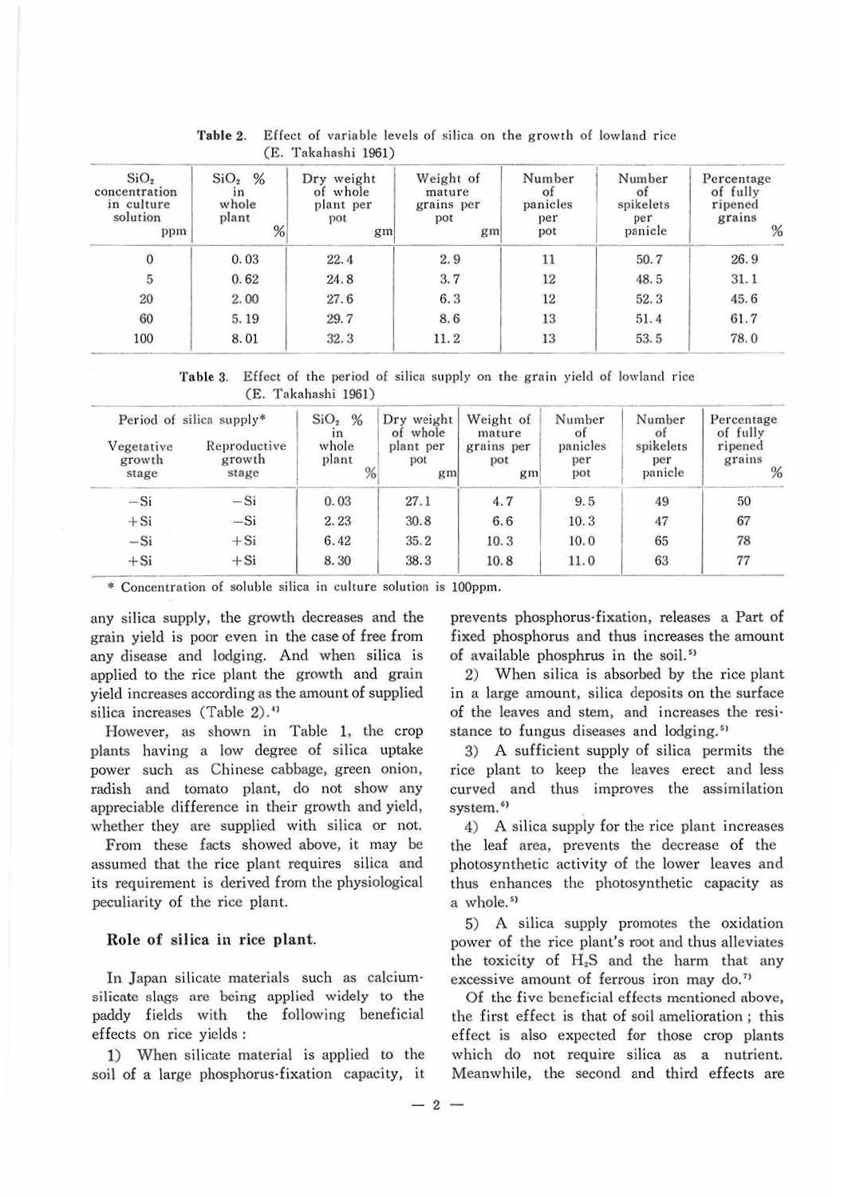**Table 2.** Effect of variable levels of silica on the growth of lowland rice (E. Takahashi 1961)

| $SiO_2$ concentration in culture solution ppm | $SiO_2$ % in whole plant % | Dry weight of whole plant per pot gm | Weight of mature grains per pot gm | Number of panicles per pot | Number of spikelets per panicle | Percentage of fully ripened grains % |
|---|---|---|---|---|---|---|
| 0 | 0.03 | 22.4 | 2.9 | 11 | 50.7 | 26.9 |
| 5 | 0.62 | 24.8 | 3.7 | 12 | 48.5 | 31.1 |
| 20 | 2.00 | 27.6 | 6.3 | 12 | 52.3 | 45.6 |
| 60 | 5.19 | 29.7 | 8.6 | 13 | 51.4 | 61.7 |
| 100 | 8.01 | 32.3 | 11.2 | 13 | 53.5 | 78.0 |

**Table 3.** Effect of the period of silica supply on the grain yield of lowland rice (E. Takahashi 1961)

| Period of silica supply* | | $SiO_2$ % in whole plant % | Dry weight of whole plant per pot gm | Weight of mature grains per pot gm | Number of panicles per pot | Number of spikelets per panicle | Percentage of fully ripened grains % |
|---|---|---|---|---|---|---|---|
| Vegetative growth stage | Reproductive growth stage | | | | | | |
| −Si | −Si | 0.03 | 27.1 | 4.7 | 9.5 | 49 | 50 |
| +Si | −Si | 2.23 | 30.8 | 6.6 | 10.3 | 47 | 67 |
| −Si | +Si | 6.42 | 35.2 | 10.3 | 10.0 | 65 | 78 |
| +Si | +Si | 8.30 | 38.3 | 10.8 | 11.0 | 63 | 77 |

\* Concentration of soluble silica in culture solution is 100ppm.

any silica supply, the growth decreases and the grain yield is poor even in the case of free from any disease and lodging. And when silica is applied to the rice plant the growth and grain yield increases according as the amount of supplied silica increases (Table 2).[4]

However, as shown in Table 1, the crop plants having a low degree of silica uptake power such as Chinese cabbage, green onion, radish and tomato plant, do not show any appreciable difference in their growth and yield, whether they are supplied with silica or not.

From these facts showed above, it may be assumed that the rice plant requires silica and its requirement is derived from the physiological peculiarity of the rice plant.

## Role of silica in rice plant.

In Japan silicate materials such as calcium-silicate slags are being applied widely to the paddy fields with the following beneficial effects on rice yields :

1) When silicate material is applied to the soil of a large phosphorus-fixation capacity, it prevents phosphorus-fixation, releases a Part of fixed phosphorus and thus increases the amount of available phosphrus in the soil.[5]

2) When silica is absorbed by the rice plant in a large amount, silica deposits on the surface of the leaves and stem, and increases the resistance to fungus diseases and lodging.[5]

3) A sufficient supply of silica permits the rice plant to keep the leaves erect and less curved and thus improves the assimilation system.[6]

4) A silica supply for the rice plant increases the leaf area, prevents the decrease of the photosynthetic activity of the lower leaves and thus enhances the photosynthetic capacity as a whole.[5]

5) A silica supply promotes the oxidation power of the rice plant's root and thus alleviates the toxicity of $H_2S$ and the harm that any excessive amount of ferrous iron may do.[7]

Of the five beneficial effects mentioned above, the first effect is that of soil amelioration ; this effect is also expected for those crop plants which do not require silica as a nutrient. Meanwhile, the second and third effects are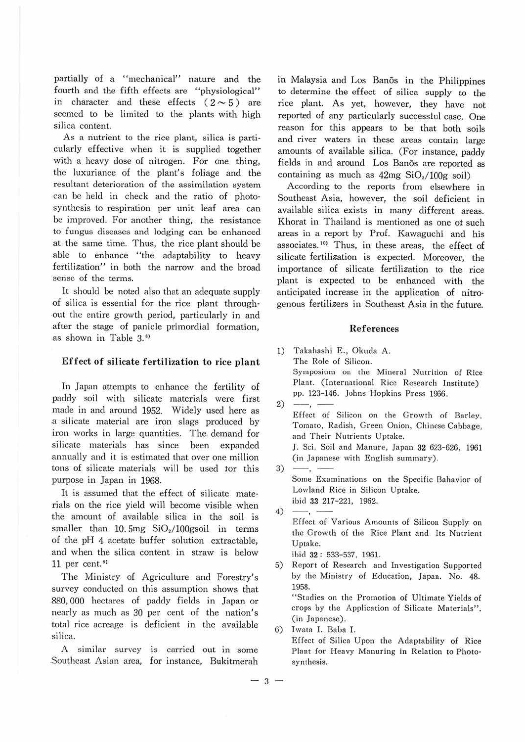partially of a "mechanical" nature and the fourth and the fifth effects are "physiological" in character and these effects (2～5) are seemed to be limited to the plants with high silica content.

As a nutrient to the rice plant, silica is particularly effective when it is supplied together with a heavy dose of nitrogen. For one thing, the luxuriance of the plant's foliage and the resultant deterioration of the assimilation system can be held in check and the ratio of photosynthesis to respiration per unit leaf area can be improved. For another thing, the resistance to fungus diseases and lodging can be enhanced at the same time. Thus, the rice plant should be able to enhance "the adaptability to heavy fertilization" in both the narrow and the broad sense of the terms.

It should be noted also that an adequate supply of silica is essential for the rice plant throughout the entire growth period, particularly in and after the stage of panicle primordial formation, as shown in Table 3.[8]

## Effect of silicate fertilization to rice plant

In Japan attempts to enhance the fertility of paddy soil with silicate materials were first made in and around 1952. Widely used here as a silicate material are iron slags produced by iron works in large quantities. The demand for silicate materials has since been expanded annually and it is estimated that over one million tons of silicate materials will be used for this purpose in Japan in 1968.

It is assumed that the effect of silicate materials on the rice yield will become visible when the amount of available silica in the soil is smaller than 10.5mg $SiO_2$/100gsoil in terms of the pH 4 acetate buffer solution extractable, and when the silica content in straw is below 11 per cent.[9]

The Ministry of Agriculture and Forestry's survey conducted on this assumption shows that 880,000 hectares of paddy fields in Japan or nearly as much as 30 per cent of the nation's total rice acreage is deficient in the available silica.

A similar survey is carried out in some Southeast Asian area, for instance, Bukitmerah in Malaysia and Los Banõs in the Philippines to determine the effect of silica supply to the rice plant. As yet, however, they have not reported of any particularly successful case. One reason for this appears to be that both soils and river waters in these areas contain large amounts of available silica. (For instance, paddy fields in and around Los Banõs are reported as containing as much as 42mg $SiO_2$/100g soil)

According to the reports from elsewhere in Southeast Asia, however, the soil deficient in available silica exists in many different areas. Khorat in Thailand is mentioned as one of such areas in a report by Prof. Kawaguchi and his associates.[10] Thus, in these areas, the effect of silicate fertilization is expected. Moreover, the importance of silicate fertilization to the rice plant is expected to be enhanced with the anticipated increase in the application of nitrogenous fertilizers in Southeast Asia in the future.

## References

1) Takahashi E., Okuda A.
   The Role of Silicon.
   Symposium on the Mineral Nutrition of Rice Plant. (International Rice Research Institute) pp. 123-146. Johns Hopkins Press 1966.
2) ——, ——
   Effect of Silicon on the Growth of Barley, Tomato, Radish, Green Onion, Chinese Cabbage, and Their Nutrients Uptake.
   J. Sci. Soil and Manure, Japan **32** 623-626, 1961 (in Japanese with English summary).
3) ——, ——
   Some Examinations on the Specific Bahavior of Lowland Rice in Silicon Uptake.
   ibid **33** 217-221, 1962.
4) ——, ——
   Effect of Various Amounts of Silicon Supply on the Growth of the Rice Plant and Its Nutrient Uptake.
   ibid **32**: 533-537, 1961.
5) Report of Research and Investigation Supported by the Ministry of Education, Japan. No. 48. 1958.
   "Studies on the Promotion of Ultimate Yields of crops by the Application of Silicate Materials". (in Japanese).
6) Iwata I. Baba I.
   Effect of Silica Upon the Adaptability of Rice Plant for Heavy Manuring in Relation to Photosynthesis.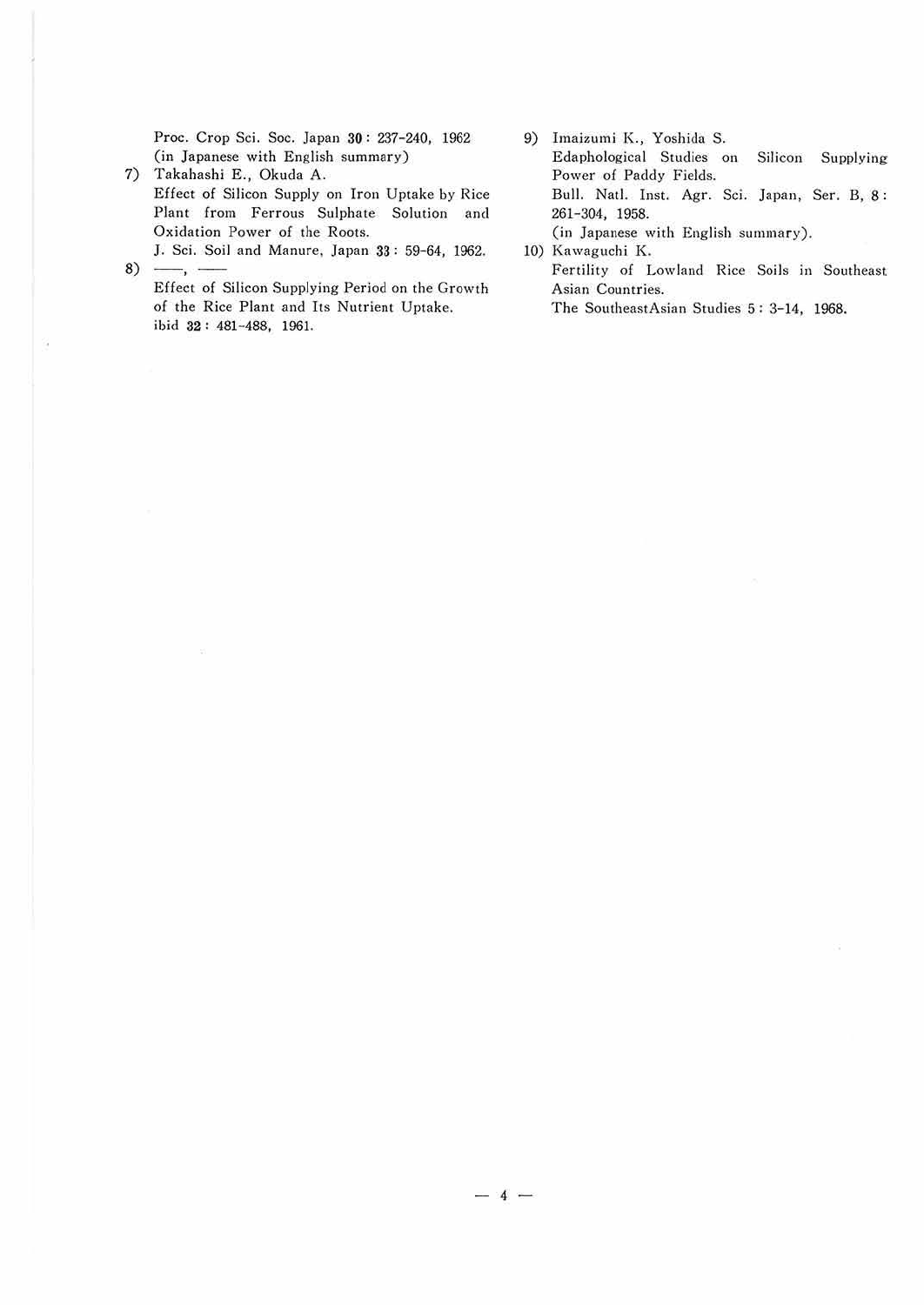Proc. Crop Sci. Soc. Japan **30** : 237-240, 1962
(in Japanese with English summary)

7) Takahashi E., Okuda A.
Effect of Silicon Supply on Iron Uptake by Rice Plant from Ferrous Sulphate Solution and Oxidation Power of the Roots.
J. Sci. Soil and Manure, Japan **33** : 59-64, 1962.

8) ——, ——
Effect of Silicon Supplying Period on the Growth of the Rice Plant and Its Nutrient Uptake.
ibid **32** : 481-488, 1961.

9) Imaizumi K., Yoshida S.
Edaphological Studies on Silicon Supplying Power of Paddy Fields.
Bull. Natl. Inst. Agr. Sci. Japan, Ser. B, **8** : 261-304, 1958.
(in Japanese with English summary).

10) Kawaguchi K.
Fertility of Lowland Rice Soils in Southeast Asian Countries.
The SoutheastAsian Studies 5 : 3-14, 1968.